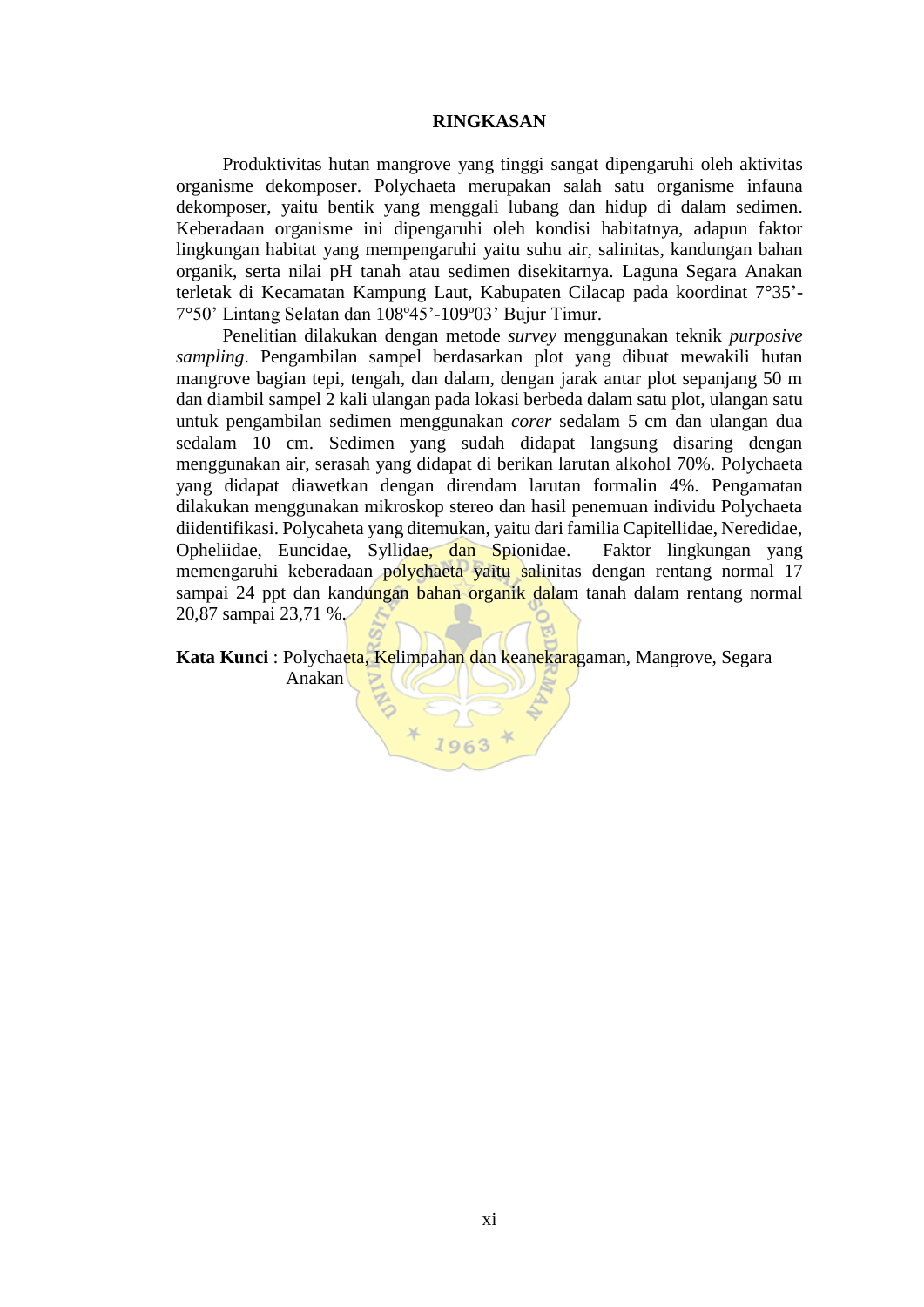# RINGKASAN

Produktivitas hutan mangrove yang tinggi sangat dipengaruhi oleh aktivitas organisme dekomposer. Polychaeta merupakan salah satu organisme infauna dekomposer, yaitu bentik yang menggali lubang dan hidup di dalam sedimen. Keberadaan organisme ini dipengaruhi oleh kondisi habitatnya, adapun faktor lingkungan habitat yang mempengaruhi yaitu suhu air, salinitas, kandungan bahan organik, serta nilai pH tanah atau sedimen disekitarnya. Laguna Segara Anakan terletak di Kecamatan Kampung Laut, Kabupaten Cilacap pada koordinat 7°35’-7°50’ Lintang Selatan dan 108º45’-109º03’ Bujur Timur.

Penelitian dilakukan dengan metode *survey* menggunakan teknik *purposive sampling*. Pengambilan sampel berdasarkan plot yang dibuat mewakili hutan mangrove bagian tepi, tengah, dan dalam, dengan jarak antar plot sepanjang 50 m dan diambil sampel 2 kali ulangan pada lokasi berbeda dalam satu plot, ulangan satu untuk pengambilan sedimen menggunakan *corer* sedalam 5 cm dan ulangan dua sedalam 10 cm. Sedimen yang sudah didapat langsung disaring dengan menggunakan air, serasah yang didapat di berikan larutan alkohol 70%. Polychaeta yang didapat diawetkan dengan direndam larutan formalin 4%. Pengamatan dilakukan menggunakan mikroskop stereo dan hasil penemuan individu Polychaeta diidentifikasi. Polycaheta yang ditemukan, yaitu dari familia Capitellidae, Nerededae, Opheliidae, Euncidae, Syllidae, dan Spionidae. Faktor lingkungan yang memengaruhi keberadaan polychaeta yaitu salinitas dengan rentang normal 17 sampai 24 ppt dan kandungan bahan organik dalam tanah dalam rentang normal 20,87 sampai 23,71 %.

**Kata Kunci** : Polychaeta, Kelimpahan dan keanekaragaman, Mangrove, Segara Anakan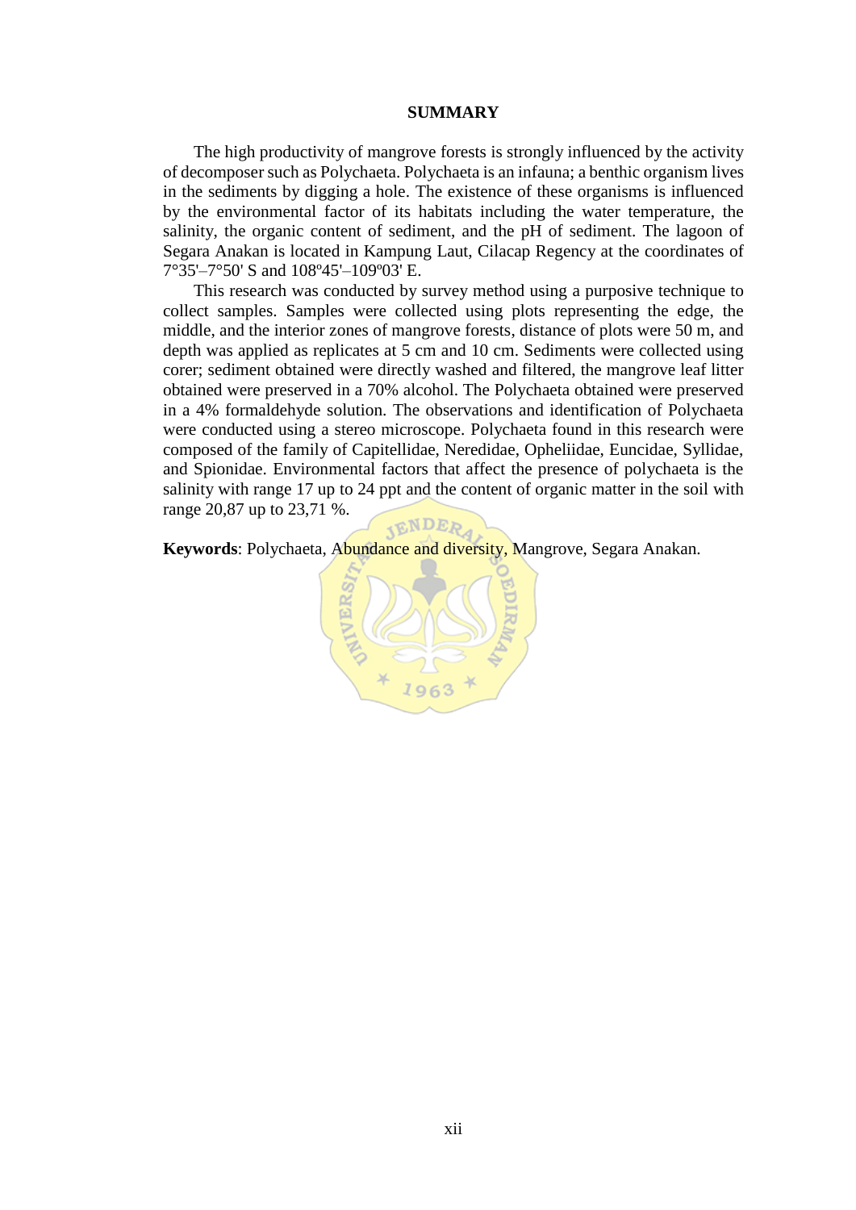## SUMMARY

The high productivity of mangrove forests is strongly influenced by the activity of decomposer such as Polychaeta. Polychaeta is an infauna; a benthic organism lives in the sediments by digging a hole. The existence of these organisms is influenced by the environmental factor of its habitats including the water temperature, the salinity, the organic content of sediment, and the pH of sediment. The lagoon of Segara Anakan is located in Kampung Laut, Cilacap Regency at the coordinates of 7°35'–7°50' S and 108º45'–109º03' E.

This research was conducted by survey method using a purposive technique to collect samples. Samples were collected using plots representing the edge, the middle, and the interior zones of mangrove forests, distance of plots were 50 m, and depth was applied as replicates at 5 cm and 10 cm. Sediments were collected using corer; sediment obtained were directly washed and filtered, the mangrove leaf litter obtained were preserved in a 70% alcohol. The Polychaeta obtained were preserved in a 4% formaldehyde solution. The observations and identification of Polychaeta were conducted using a stereo microscope. Polychaeta found in this research were composed of the family of Capitellidae, Nerededidae, Opheliidae, Euncidae, Syllidae, and Spionidae. Environmental factors that affect the presence of polychaeta is the salinity with range 17 up to 24 ppt and the content of organic matter in the soil with range 20,87 up to 23,71 %.

**Keywords**: Polychaeta, Abundance and diversity, Mangrove, Segara Anakan.